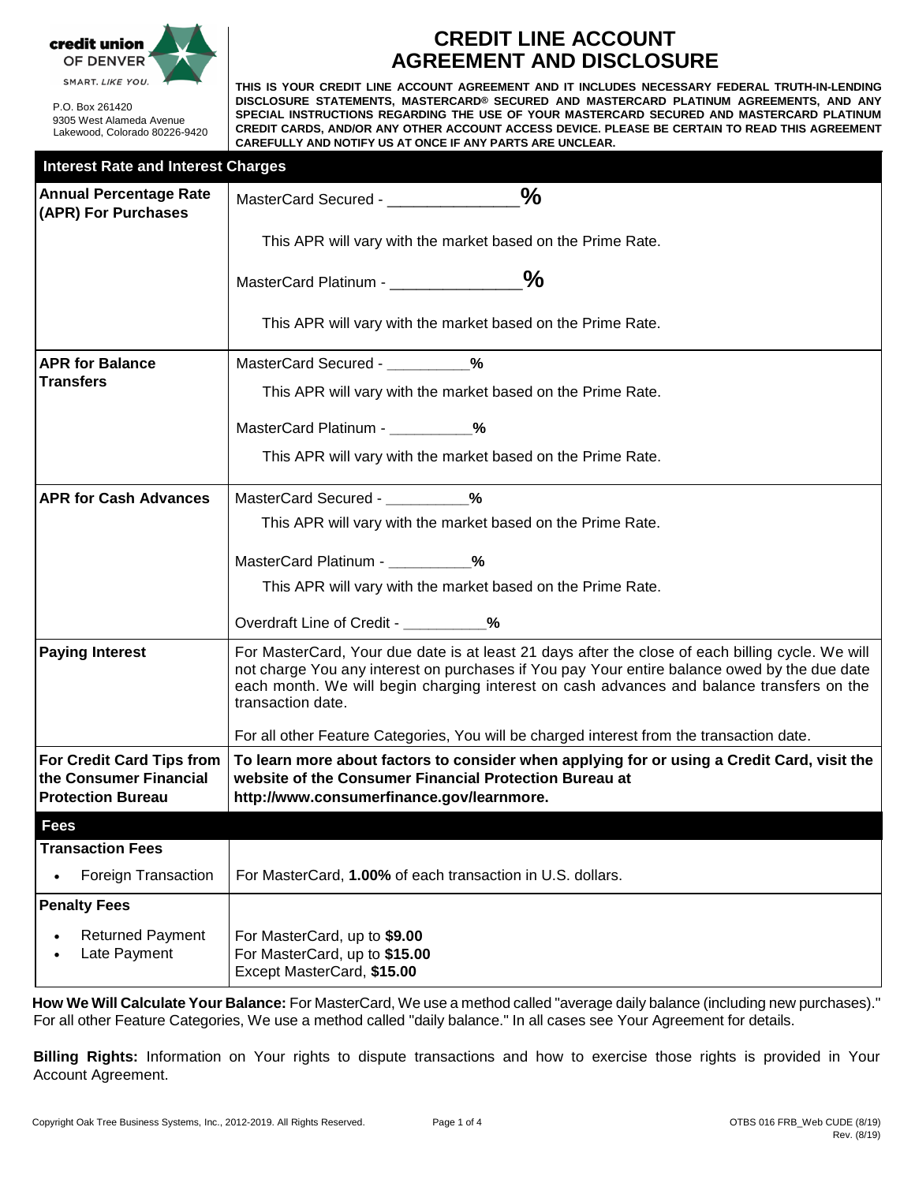credit union OF DENVER

SMART. *LIKE YOU.*

P.O. Box 261420
9305 West Alameda Avenue
Lakewood, Colorado 80226-9420

# CREDIT LINE ACCOUNT AGREEMENT AND DISCLOSURE

**THIS IS YOUR CREDIT LINE ACCOUNT AGREEMENT AND IT INCLUDES NECESSARY FEDERAL TRUTH-IN-LENDING DISCLOSURE STATEMENTS, MASTERCARD® SECURED AND MASTERCARD PLATINUM AGREEMENTS, AND ANY SPECIAL INSTRUCTIONS REGARDING THE USE OF YOUR MASTERCARD SECURED AND MASTERCARD PLATINUM CREDIT CARDS, AND/OR ANY OTHER ACCOUNT ACCESS DEVICE. PLEASE BE CERTAIN TO READ THIS AGREEMENT CAREFULLY AND NOTIFY US AT ONCE IF ANY PARTS ARE UNCLEAR.**

| **Interest Rate and Interest Charges** | |
|---|---|
| **Annual Percentage Rate (APR) For Purchases** | MasterCard Secured - _______________**%**<br><br>This APR will vary with the market based on the Prime Rate.<br><br>MasterCard Platinum - _______________**%**<br><br>This APR will vary with the market based on the Prime Rate. |
| **APR for Balance Transfers** | MasterCard Secured - __________**%**<br><br>This APR will vary with the market based on the Prime Rate.<br><br>MasterCard Platinum - __________**%**<br><br>This APR will vary with the market based on the Prime Rate. |
| **APR for Cash Advances** | MasterCard Secured - __________**%**<br><br>This APR will vary with the market based on the Prime Rate.<br><br>MasterCard Platinum - __________**%**<br><br>This APR will vary with the market based on the Prime Rate.<br><br>Overdraft Line of Credit - __________**%** |
| **Paying Interest** | For MasterCard, Your due date is at least 21 days after the close of each billing cycle. We will not charge You any interest on purchases if You pay Your entire balance owed by the due date each month. We will begin charging interest on cash advances and balance transfers on the transaction date.<br><br>For all other Feature Categories, You will be charged interest from the transaction date. |
| **For Credit Card Tips from the Consumer Financial Protection Bureau** | **To learn more about factors to consider when applying for or using a Credit Card, visit the website of the Consumer Financial Protection Bureau at http://www.consumerfinance.gov/learnmore.** |
| **Fees** | |
| **Transaction Fees**<br><br>• Foreign Transaction | For MasterCard, **1.00%** of each transaction in U.S. dollars. |
| **Penalty Fees**<br><br>• Returned Payment<br>• Late Payment | For MasterCard, up to **$9.00**<br>For MasterCard, up to **$15.00**<br>Except MasterCard, **$15.00** |

**How We Will Calculate Your Balance:** For MasterCard, We use a method called "average daily balance (including new purchases)." For all other Feature Categories, We use a method called "daily balance." In all cases see Your Agreement for details.

**Billing Rights:** Information on Your rights to dispute transactions and how to exercise those rights is provided in Your Account Agreement.

Copyright Oak Tree Business Systems, Inc., 2012-2019. All Rights Reserved. OTBS 016 FRB_Web CUDE (8/19) Rev. (8/19)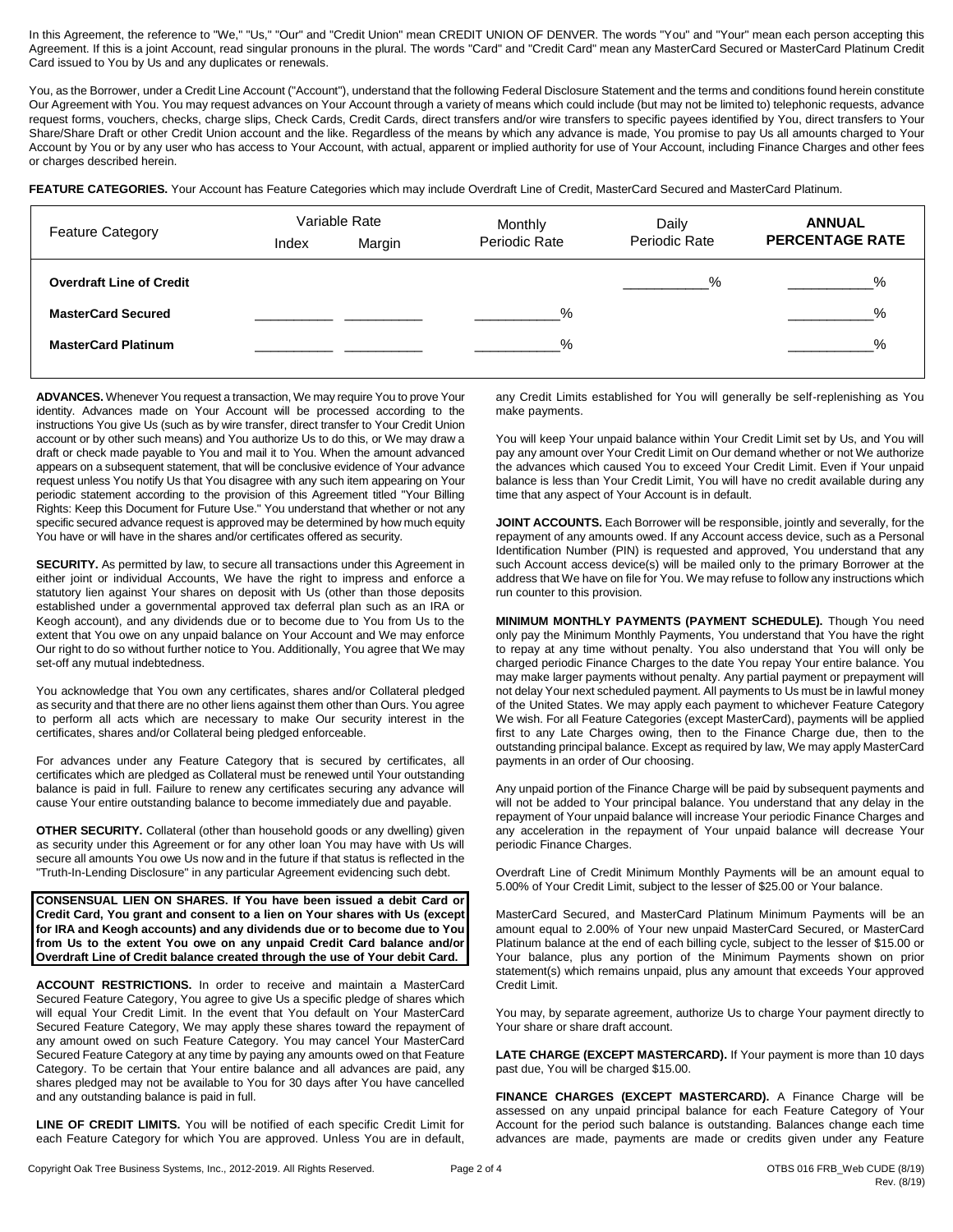In this Agreement, the reference to "We," "Us," "Our" and "Credit Union" mean CREDIT UNION OF DENVER. The words "You" and "Your" mean each person accepting this Agreement. If this is a joint Account, read singular pronouns in the plural. The words "Card" and "Credit Card" mean any MasterCard Secured or MasterCard Platinum Credit Card issued to You by Us and any duplicates or renewals.

You, as the Borrower, under a Credit Line Account ("Account"), understand that the following Federal Disclosure Statement and the terms and conditions found herein constitute Our Agreement with You. You may request advances on Your Account through a variety of means which could include (but may not be limited to) telephonic requests, advance request forms, vouchers, checks, charge slips, Check Cards, Credit Cards, direct transfers and/or wire transfers to specific payees identified by You, direct transfers to Your Share/Share Draft or other Credit Union account and the like. Regardless of the means by which any advance is made, You promise to pay Us all amounts charged to Your Account by You or by any user who has access to Your Account, with actual, apparent or implied authority for use of Your Account, including Finance Charges and other fees or charges described herein.

**FEATURE CATEGORIES.** Your Account has Feature Categories which may include Overdraft Line of Credit, MasterCard Secured and MasterCard Platinum.

| Feature Category | Variable Rate Index | Variable Rate Margin | Monthly Periodic Rate | Daily Periodic Rate | **ANNUAL PERCENTAGE RATE** |
|---|---|---|---|---|---|
| **Overdraft Line of Credit** | | | | ___________% | ___________% |
| **MasterCard Secured** | __________ | __________ | ___________% | | ___________% |
| **MasterCard Platinum** | __________ | __________ | ___________% | | ___________% |

**ADVANCES.** Whenever You request a transaction, We may require You to prove Your identity. Advances made on Your Account will be processed according to the instructions You give Us (such as by wire transfer, direct transfer to Your Credit Union account or by other such means) and You authorize Us to do this, or We may draw a draft or check made payable to You and mail it to You. When the amount advanced appears on a subsequent statement, that will be conclusive evidence of Your advance request unless You notify Us that You disagree with any such item appearing on Your periodic statement according to the provision of this Agreement titled "Your Billing Rights: Keep this Document for Future Use." You understand that whether or not any specific secured advance request is approved may be determined by how much equity You have or will have in the shares and/or certificates offered as security.

**SECURITY.** As permitted by law, to secure all transactions under this Agreement in either joint or individual Accounts, We have the right to impress and enforce a statutory lien against Your shares on deposit with Us (other than those deposits established under a governmental approved tax deferral plan such as an IRA or Keogh account), and any dividends due or to become due to You from Us to the extent that You owe on any unpaid balance on Your Account and We may enforce Our right to do so without further notice to You. Additionally, You agree that We may set-off any mutual indebtedness.

You acknowledge that You own any certificates, shares and/or Collateral pledged as security and that there are no other liens against them other than Ours. You agree to perform all acts which are necessary to make Our security interest in the certificates, shares and/or Collateral being pledged enforceable.

For advances under any Feature Category that is secured by certificates, all certificates which are pledged as Collateral must be renewed until Your outstanding balance is paid in full. Failure to renew any certificates securing any advance will cause Your entire outstanding balance to become immediately due and payable.

**OTHER SECURITY.** Collateral (other than household goods or any dwelling) given as security under this Agreement or for any other loan You may have with Us will secure all amounts You owe Us now and in the future if that status is reflected in the "Truth-In-Lending Disclosure" in any particular Agreement evidencing such debt.

**CONSENSUAL LIEN ON SHARES. If You have been issued a debit Card or Credit Card, You grant and consent to a lien on Your shares with Us (except for IRA and Keogh accounts) and any dividends due or to become due to You from Us to the extent You owe on any unpaid Credit Card balance and/or Overdraft Line of Credit balance created through the use of Your debit Card.**

**ACCOUNT RESTRICTIONS.** In order to receive and maintain a MasterCard Secured Feature Category, You agree to give Us a specific pledge of shares which will equal Your Credit Limit. In the event that You default on Your MasterCard Secured Feature Category, We may apply these shares toward the repayment of any amount owed on such Feature Category. You may cancel Your MasterCard Secured Feature Category at any time by paying any amounts owed on that Feature Category. To be certain that Your entire balance and all advances are paid, any shares pledged may not be available to You for 30 days after You have cancelled and any outstanding balance is paid in full.

**LINE OF CREDIT LIMITS.** You will be notified of each specific Credit Limit for each Feature Category for which You are approved. Unless You are in default, any Credit Limits established for You will generally be self-replenishing as You make payments.

You will keep Your unpaid balance within Your Credit Limit set by Us, and You will pay any amount over Your Credit Limit on Our demand whether or not We authorize the advances which caused You to exceed Your Credit Limit. Even if Your unpaid balance is less than Your Credit Limit, You will have no credit available during any time that any aspect of Your Account is in default.

**JOINT ACCOUNTS.** Each Borrower will be responsible, jointly and severally, for the repayment of any amounts owed. If any Account access device, such as a Personal Identification Number (PIN) is requested and approved, You understand that any such Account access device(s) will be mailed only to the primary Borrower at the address that We have on file for You. We may refuse to follow any instructions which run counter to this provision.

**MINIMUM MONTHLY PAYMENTS (PAYMENT SCHEDULE).** Though You need only pay the Minimum Monthly Payments, You understand that You have the right to repay at any time without penalty. You also understand that You will only be charged periodic Finance Charges to the date You repay Your entire balance. You may make larger payments without penalty. Any partial payment or prepayment will not delay Your next scheduled payment. All payments to Us must be in lawful money of the United States. We may apply each payment to whichever Feature Category We wish. For all Feature Categories (except MasterCard), payments will be applied first to any Late Charges owing, then to the Finance Charge due, then to the outstanding principal balance. Except as required by law, We may apply MasterCard payments in an order of Our choosing.

Any unpaid portion of the Finance Charge will be paid by subsequent payments and will not be added to Your principal balance. You understand that any delay in the repayment of Your unpaid balance will increase Your periodic Finance Charges and any acceleration in the repayment of Your unpaid balance will decrease Your periodic Finance Charges.

Overdraft Line of Credit Minimum Monthly Payments will be an amount equal to 5.00% of Your Credit Limit, subject to the lesser of $25.00 or Your balance.

MasterCard Secured, and MasterCard Platinum Minimum Payments will be an amount equal to 2.00% of Your new unpaid MasterCard Secured, or MasterCard Platinum balance at the end of each billing cycle, subject to the lesser of $15.00 or Your balance, plus any portion of the Minimum Payments shown on prior statement(s) which remains unpaid, plus any amount that exceeds Your approved Credit Limit.

You may, by separate agreement, authorize Us to charge Your payment directly to Your share or share draft account.

**LATE CHARGE (EXCEPT MASTERCARD).** If Your payment is more than 10 days past due, You will be charged $15.00.

**FINANCE CHARGES (EXCEPT MASTERCARD).** A Finance Charge will be assessed on any unpaid principal balance for each Feature Category of Your Account for the period such balance is outstanding. Balances change each time advances are made, payments are made or credits given under any Feature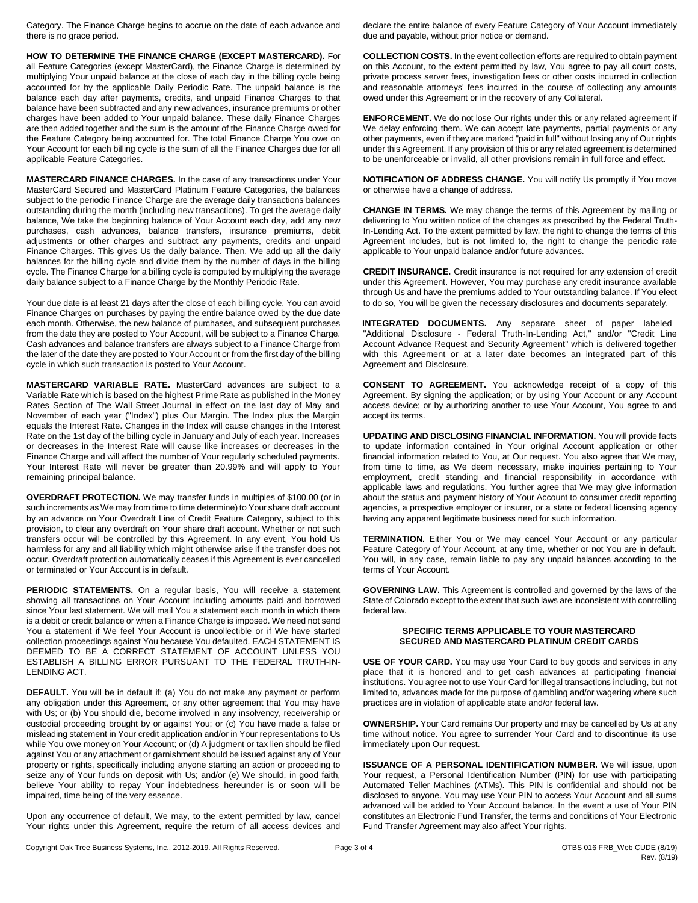Category. The Finance Charge begins to accrue on the date of each advance and there is no grace period.

**HOW TO DETERMINE THE FINANCE CHARGE (EXCEPT MASTERCARD).** For all Feature Categories (except MasterCard), the Finance Charge is determined by multiplying Your unpaid balance at the close of each day in the billing cycle being accounted for by the applicable Daily Periodic Rate. The unpaid balance is the balance each day after payments, credits, and unpaid Finance Charges to that balance have been subtracted and any new advances, insurance premiums or other charges have been added to Your unpaid balance. These daily Finance Charges are then added together and the sum is the amount of the Finance Charge owed for the Feature Category being accounted for. The total Finance Charge You owe on Your Account for each billing cycle is the sum of all the Finance Charges due for all applicable Feature Categories.

**MASTERCARD FINANCE CHARGES.** In the case of any transactions under Your MasterCard Secured and MasterCard Platinum Feature Categories, the balances subject to the periodic Finance Charge are the average daily transactions balances outstanding during the month (including new transactions). To get the average daily balance, We take the beginning balance of Your Account each day, add any new purchases, cash advances, balance transfers, insurance premiums, debit adjustments or other charges and subtract any payments, credits and unpaid Finance Charges. This gives Us the daily balance. Then, We add up all the daily balances for the billing cycle and divide them by the number of days in the billing cycle. The Finance Charge for a billing cycle is computed by multiplying the average daily balance subject to a Finance Charge by the Monthly Periodic Rate.

Your due date is at least 21 days after the close of each billing cycle. You can avoid Finance Charges on purchases by paying the entire balance owed by the due date each month. Otherwise, the new balance of purchases, and subsequent purchases from the date they are posted to Your Account, will be subject to a Finance Charge. Cash advances and balance transfers are always subject to a Finance Charge from the later of the date they are posted to Your Account or from the first day of the billing cycle in which such transaction is posted to Your Account.

**MASTERCARD VARIABLE RATE.** MasterCard advances are subject to a Variable Rate which is based on the highest Prime Rate as published in the Money Rates Section of The Wall Street Journal in effect on the last day of May and November of each year ("Index") plus Our Margin. The Index plus the Margin equals the Interest Rate. Changes in the Index will cause changes in the Interest Rate on the 1st day of the billing cycle in January and July of each year. Increases or decreases in the Interest Rate will cause like increases or decreases in the Finance Charge and will affect the number of Your regularly scheduled payments. Your Interest Rate will never be greater than 20.99% and will apply to Your remaining principal balance.

**OVERDRAFT PROTECTION.** We may transfer funds in multiples of $100.00 (or in such increments as We may from time to time determine) to Your share draft account by an advance on Your Overdraft Line of Credit Feature Category, subject to this provision, to clear any overdraft on Your share draft account. Whether or not such transfers occur will be controlled by this Agreement. In any event, You hold Us harmless for any and all liability which might otherwise arise if the transfer does not occur. Overdraft protection automatically ceases if this Agreement is ever cancelled or terminated or Your Account is in default.

**PERIODIC STATEMENTS.** On a regular basis, You will receive a statement showing all transactions on Your Account including amounts paid and borrowed since Your last statement. We will mail You a statement each month in which there is a debit or credit balance or when a Finance Charge is imposed. We need not send You a statement if We feel Your Account is uncollectible or if We have started collection proceedings against You because You defaulted. EACH STATEMENT IS DEEMED TO BE A CORRECT STATEMENT OF ACCOUNT UNLESS YOU ESTABLISH A BILLING ERROR PURSUANT TO THE FEDERAL TRUTH-IN-LENDING ACT.

**DEFAULT.** You will be in default if: (a) You do not make any payment or perform any obligation under this Agreement, or any other agreement that You may have with Us; or (b) You should die, become involved in any insolvency, receivership or custodial proceeding brought by or against You; or (c) You have made a false or misleading statement in Your credit application and/or in Your representations to Us while You owe money on Your Account; or (d) A judgment or tax lien should be filed against You or any attachment or garnishment should be issued against any of Your property or rights, specifically including anyone starting an action or proceeding to seize any of Your funds on deposit with Us; and/or (e) We should, in good faith, believe Your ability to repay Your indebtedness hereunder is or soon will be impaired, time being of the very essence.

Upon any occurrence of default, We may, to the extent permitted by law, cancel Your rights under this Agreement, require the return of all access devices and declare the entire balance of every Feature Category of Your Account immediately due and payable, without prior notice or demand.

**COLLECTION COSTS.** In the event collection efforts are required to obtain payment on this Account, to the extent permitted by law, You agree to pay all court costs, private process server fees, investigation fees or other costs incurred in collection and reasonable attorneys' fees incurred in the course of collecting any amounts owed under this Agreement or in the recovery of any Collateral.

**ENFORCEMENT.** We do not lose Our rights under this or any related agreement if We delay enforcing them. We can accept late payments, partial payments or any other payments, even if they are marked "paid in full" without losing any of Our rights under this Agreement. If any provision of this or any related agreement is determined to be unenforceable or invalid, all other provisions remain in full force and effect.

**NOTIFICATION OF ADDRESS CHANGE.** You will notify Us promptly if You move or otherwise have a change of address.

**CHANGE IN TERMS.** We may change the terms of this Agreement by mailing or delivering to You written notice of the changes as prescribed by the Federal Truth-In-Lending Act. To the extent permitted by law, the right to change the terms of this Agreement includes, but is not limited to, the right to change the periodic rate applicable to Your unpaid balance and/or future advances.

**CREDIT INSURANCE.** Credit insurance is not required for any extension of credit under this Agreement. However, You may purchase any credit insurance available through Us and have the premiums added to Your outstanding balance. If You elect to do so, You will be given the necessary disclosures and documents separately.

**INTEGRATED DOCUMENTS.** Any separate sheet of paper labeled "Additional Disclosure - Federal Truth-In-Lending Act," and/or "Credit Line Account Advance Request and Security Agreement" which is delivered together with this Agreement or at a later date becomes an integrated part of this Agreement and Disclosure.

**CONSENT TO AGREEMENT.** You acknowledge receipt of a copy of this Agreement. By signing the application; or by using Your Account or any Account access device; or by authorizing another to use Your Account, You agree to and accept its terms.

**UPDATING AND DISCLOSING FINANCIAL INFORMATION.** You will provide facts to update information contained in Your original Account application or other financial information related to You, at Our request. You also agree that We may, from time to time, as We deem necessary, make inquiries pertaining to Your employment, credit standing and financial responsibility in accordance with applicable laws and regulations. You further agree that We may give information about the status and payment history of Your Account to consumer credit reporting agencies, a prospective employer or insurer, or a state or federal licensing agency having any apparent legitimate business need for such information.

**TERMINATION.** Either You or We may cancel Your Account or any particular Feature Category of Your Account, at any time, whether or not You are in default. You will, in any case, remain liable to pay any unpaid balances according to the terms of Your Account.

**GOVERNING LAW.** This Agreement is controlled and governed by the laws of the State of Colorado except to the extent that such laws are inconsistent with controlling federal law.

### SPECIFIC TERMS APPLICABLE TO YOUR MASTERCARD SECURED AND MASTERCARD PLATINUM CREDIT CARDS

**USE OF YOUR CARD.** You may use Your Card to buy goods and services in any place that it is honored and to get cash advances at participating financial institutions. You agree not to use Your Card for illegal transactions including, but not limited to, advances made for the purpose of gambling and/or wagering where such practices are in violation of applicable state and/or federal law.

**OWNERSHIP.** Your Card remains Our property and may be cancelled by Us at any time without notice. You agree to surrender Your Card and to discontinue its use immediately upon Our request.

**ISSUANCE OF A PERSONAL IDENTIFICATION NUMBER.** We will issue, upon Your request, a Personal Identification Number (PIN) for use with participating Automated Teller Machines (ATMs). This PIN is confidential and should not be disclosed to anyone. You may use Your PIN to access Your Account and all sums advanced will be added to Your Account balance. In the event a use of Your PIN constitutes an Electronic Fund Transfer, the terms and conditions of Your Electronic Fund Transfer Agreement may also affect Your rights.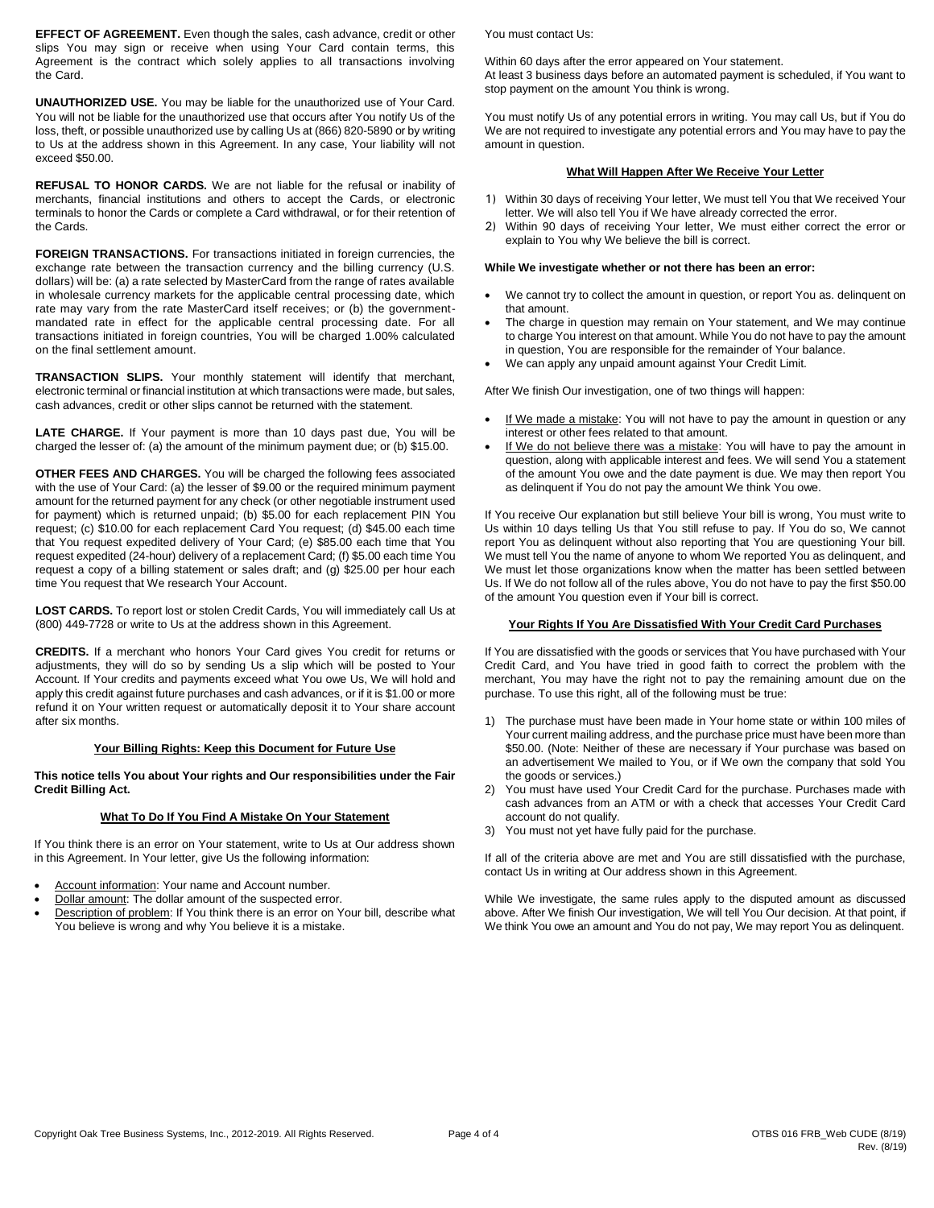**EFFECT OF AGREEMENT.** Even though the sales, cash advance, credit or other slips You may sign or receive when using Your Card contain terms, this Agreement is the contract which solely applies to all transactions involving the Card.

**UNAUTHORIZED USE.** You may be liable for the unauthorized use of Your Card. You will not be liable for the unauthorized use that occurs after You notify Us of the loss, theft, or possible unauthorized use by calling Us at (866) 820-5890 or by writing to Us at the address shown in this Agreement. In any case, Your liability will not exceed $50.00.

**REFUSAL TO HONOR CARDS.** We are not liable for the refusal or inability of merchants, financial institutions and others to accept the Cards, or electronic terminals to honor the Cards or complete a Card withdrawal, or for their retention of the Cards.

**FOREIGN TRANSACTIONS.** For transactions initiated in foreign currencies, the exchange rate between the transaction currency and the billing currency (U.S. dollars) will be: (a) a rate selected by MasterCard from the range of rates available in wholesale currency markets for the applicable central processing date, which rate may vary from the rate MasterCard itself receives; or (b) the government-mandated rate in effect for the applicable central processing date. For all transactions initiated in foreign countries, You will be charged 1.00% calculated on the final settlement amount.

**TRANSACTION SLIPS.** Your monthly statement will identify that merchant, electronic terminal or financial institution at which transactions were made, but sales, cash advances, credit or other slips cannot be returned with the statement.

**LATE CHARGE.** If Your payment is more than 10 days past due, You will be charged the lesser of: (a) the amount of the minimum payment due; or (b) $15.00.

**OTHER FEES AND CHARGES.** You will be charged the following fees associated with the use of Your Card: (a) the lesser of $9.00 or the required minimum payment amount for the returned payment for any check (or other negotiable instrument used for payment) which is returned unpaid; (b) $5.00 for each replacement PIN You request; (c) $10.00 for each replacement Card You request; (d) $45.00 each time that You request expedited delivery of Your Card; (e) $85.00 each time that You request expedited (24-hour) delivery of a replacement Card; (f) $5.00 each time You request a copy of a billing statement or sales draft; and (g) $25.00 per hour each time You request that We research Your Account.

**LOST CARDS.** To report lost or stolen Credit Cards, You will immediately call Us at (800) 449-7728 or write to Us at the address shown in this Agreement.

**CREDITS.** If a merchant who honors Your Card gives You credit for returns or adjustments, they will do so by sending Us a slip which will be posted to Your Account. If Your credits and payments exceed what You owe Us, We will hold and apply this credit against future purchases and cash advances, or if it is $1.00 or more refund it on Your written request or automatically deposit it to Your share account after six months.

## Your Billing Rights: Keep this Document for Future Use

**This notice tells You about Your rights and Our responsibilities under the Fair Credit Billing Act.**

### What To Do If You Find A Mistake On Your Statement

If You think there is an error on Your statement, write to Us at Our address shown in this Agreement. In Your letter, give Us the following information:

- Account information: Your name and Account number.
- Dollar amount: The dollar amount of the suspected error.
- Description of problem: If You think there is an error on Your bill, describe what You believe is wrong and why You believe it is a mistake.

You must contact Us:

Within 60 days after the error appeared on Your statement.
At least 3 business days before an automated payment is scheduled, if You want to stop payment on the amount You think is wrong.

You must notify Us of any potential errors in writing. You may call Us, but if You do We are not required to investigate any potential errors and You may have to pay the amount in question.

### What Will Happen After We Receive Your Letter

1) Within 30 days of receiving Your letter, We must tell You that We received Your letter. We will also tell You if We have already corrected the error.
2) Within 90 days of receiving Your letter, We must either correct the error or explain to You why We believe the bill is correct.

**While We investigate whether or not there has been an error:**

- We cannot try to collect the amount in question, or report You as. delinquent on that amount.
- The charge in question may remain on Your statement, and We may continue to charge You interest on that amount. While You do not have to pay the amount in question, You are responsible for the remainder of Your balance.
- We can apply any unpaid amount against Your Credit Limit.

After We finish Our investigation, one of two things will happen:

- If We made a mistake: You will not have to pay the amount in question or any interest or other fees related to that amount.
- If We do not believe there was a mistake: You will have to pay the amount in question, along with applicable interest and fees. We will send You a statement of the amount You owe and the date payment is due. We may then report You as delinquent if You do not pay the amount We think You owe.

If You receive Our explanation but still believe Your bill is wrong, You must write to Us within 10 days telling Us that You still refuse to pay. If You do so, We cannot report You as delinquent without also reporting that You are questioning Your bill. We must tell You the name of anyone to whom We reported You as delinquent, and We must let those organizations know when the matter has been settled between Us. If We do not follow all of the rules above, You do not have to pay the first $50.00 of the amount You question even if Your bill is correct.

### Your Rights If You Are Dissatisfied With Your Credit Card Purchases

If You are dissatisfied with the goods or services that You have purchased with Your Credit Card, and You have tried in good faith to correct the problem with the merchant, You may have the right not to pay the remaining amount due on the purchase. To use this right, all of the following must be true:

1) The purchase must have been made in Your home state or within 100 miles of Your current mailing address, and the purchase price must have been more than $50.00. (Note: Neither of these are necessary if Your purchase was based on an advertisement We mailed to You, or if We own the company that sold You the goods or services.)
2) You must have used Your Credit Card for the purchase. Purchases made with cash advances from an ATM or with a check that accesses Your Credit Card account do not qualify.
3) You must not yet have fully paid for the purchase.

If all of the criteria above are met and You are still dissatisfied with the purchase, contact Us in writing at Our address shown in this Agreement.

While We investigate, the same rules apply to the disputed amount as discussed above. After We finish Our investigation, We will tell You Our decision. At that point, if We think You owe an amount and You do not pay, We may report You as delinquent.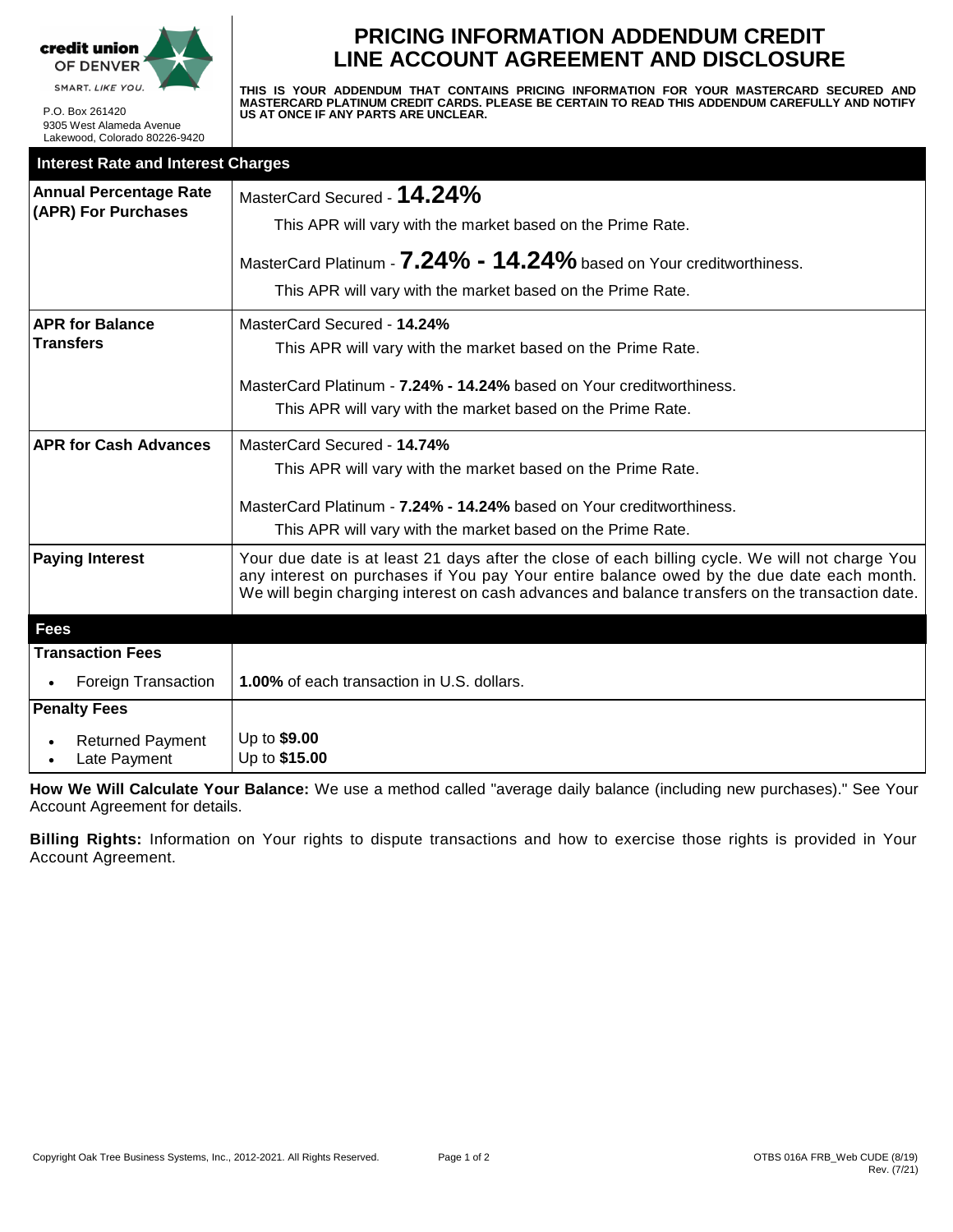credit union OF DENVER
SMART. LIKE YOU.

P.O. Box 261420
9305 West Alameda Avenue
Lakewood, Colorado 80226-9420

# PRICING INFORMATION ADDENDUM CREDIT LINE ACCOUNT AGREEMENT AND DISCLOSURE

**THIS IS YOUR ADDENDUM THAT CONTAINS PRICING INFORMATION FOR YOUR MASTERCARD SECURED AND MASTERCARD PLATINUM CREDIT CARDS. PLEASE BE CERTAIN TO READ THIS ADDENDUM CAREFULLY AND NOTIFY US AT ONCE IF ANY PARTS ARE UNCLEAR.**

| **Interest Rate and Interest Charges** | |
|---|---|
| **Annual Percentage Rate (APR) For Purchases** | MasterCard Secured - **14.24%**<br>This APR will vary with the market based on the Prime Rate.<br>MasterCard Platinum - **7.24% - 14.24%** based on Your creditworthiness.<br>This APR will vary with the market based on the Prime Rate. |
| **APR for Balance Transfers** | MasterCard Secured - **14.24%**<br>This APR will vary with the market based on the Prime Rate.<br>MasterCard Platinum - **7.24% - 14.24%** based on Your creditworthiness.<br>This APR will vary with the market based on the Prime Rate. |
| **APR for Cash Advances** | MasterCard Secured - **14.74%**<br>This APR will vary with the market based on the Prime Rate.<br>MasterCard Platinum - **7.24% - 14.24%** based on Your creditworthiness.<br>This APR will vary with the market based on the Prime Rate. |
| **Paying Interest** | Your due date is at least 21 days after the close of each billing cycle. We will not charge You any interest on purchases if You pay Your entire balance owed by the due date each month. We will begin charging interest on cash advances and balance transfers on the transaction date. |
| **Fees** | |
| **Transaction Fees**<br>• Foreign Transaction | **1.00%** of each transaction in U.S. dollars. |
| **Penalty Fees**<br>• Returned Payment<br>• Late Payment | Up to **$9.00**<br>Up to **$15.00** |

**How We Will Calculate Your Balance:** We use a method called "average daily balance (including new purchases)." See Your Account Agreement for details.

**Billing Rights:** Information on Your rights to dispute transactions and how to exercise those rights is provided in Your Account Agreement.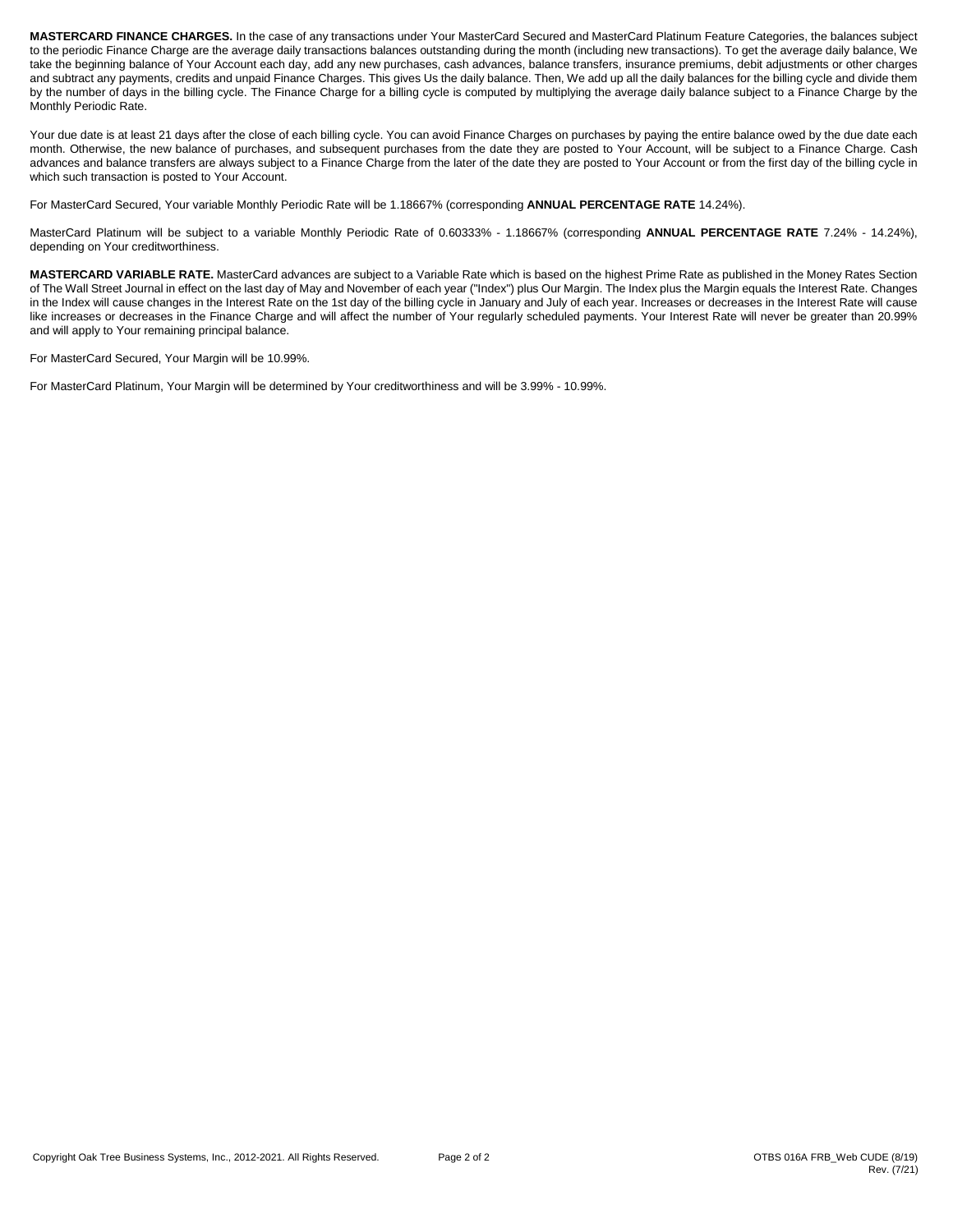**MASTERCARD FINANCE CHARGES.** In the case of any transactions under Your MasterCard Secured and MasterCard Platinum Feature Categories, the balances subject to the periodic Finance Charge are the average daily transactions balances outstanding during the month (including new transactions). To get the average daily balance, We take the beginning balance of Your Account each day, add any new purchases, cash advances, balance transfers, insurance premiums, debit adjustments or other charges and subtract any payments, credits and unpaid Finance Charges. This gives Us the daily balance. Then, We add up all the daily balances for the billing cycle and divide them by the number of days in the billing cycle. The Finance Charge for a billing cycle is computed by multiplying the average daily balance subject to a Finance Charge by the Monthly Periodic Rate.

Your due date is at least 21 days after the close of each billing cycle. You can avoid Finance Charges on purchases by paying the entire balance owed by the due date each month. Otherwise, the new balance of purchases, and subsequent purchases from the date they are posted to Your Account, will be subject to a Finance Charge. Cash advances and balance transfers are always subject to a Finance Charge from the later of the date they are posted to Your Account or from the first day of the billing cycle in which such transaction is posted to Your Account.

For MasterCard Secured, Your variable Monthly Periodic Rate will be 1.18667% (corresponding **ANNUAL PERCENTAGE RATE** 14.24%).

MasterCard Platinum will be subject to a variable Monthly Periodic Rate of 0.60333% - 1.18667% (corresponding **ANNUAL PERCENTAGE RATE** 7.24% - 14.24%), depending on Your creditworthiness.

**MASTERCARD VARIABLE RATE.** MasterCard advances are subject to a Variable Rate which is based on the highest Prime Rate as published in the Money Rates Section of The Wall Street Journal in effect on the last day of May and November of each year ("Index") plus Our Margin. The Index plus the Margin equals the Interest Rate. Changes in the Index will cause changes in the Interest Rate on the 1st day of the billing cycle in January and July of each year. Increases or decreases in the Interest Rate will cause like increases or decreases in the Finance Charge and will affect the number of Your regularly scheduled payments. Your Interest Rate will never be greater than 20.99% and will apply to Your remaining principal balance.

For MasterCard Secured, Your Margin will be 10.99%.

For MasterCard Platinum, Your Margin will be determined by Your creditworthiness and will be 3.99% - 10.99%.

Copyright Oak Tree Business Systems, Inc., 2012-2021. All Rights Reserved.

OTBS 016A FRB_Web CUDE (8/19) Rev. (7/21)